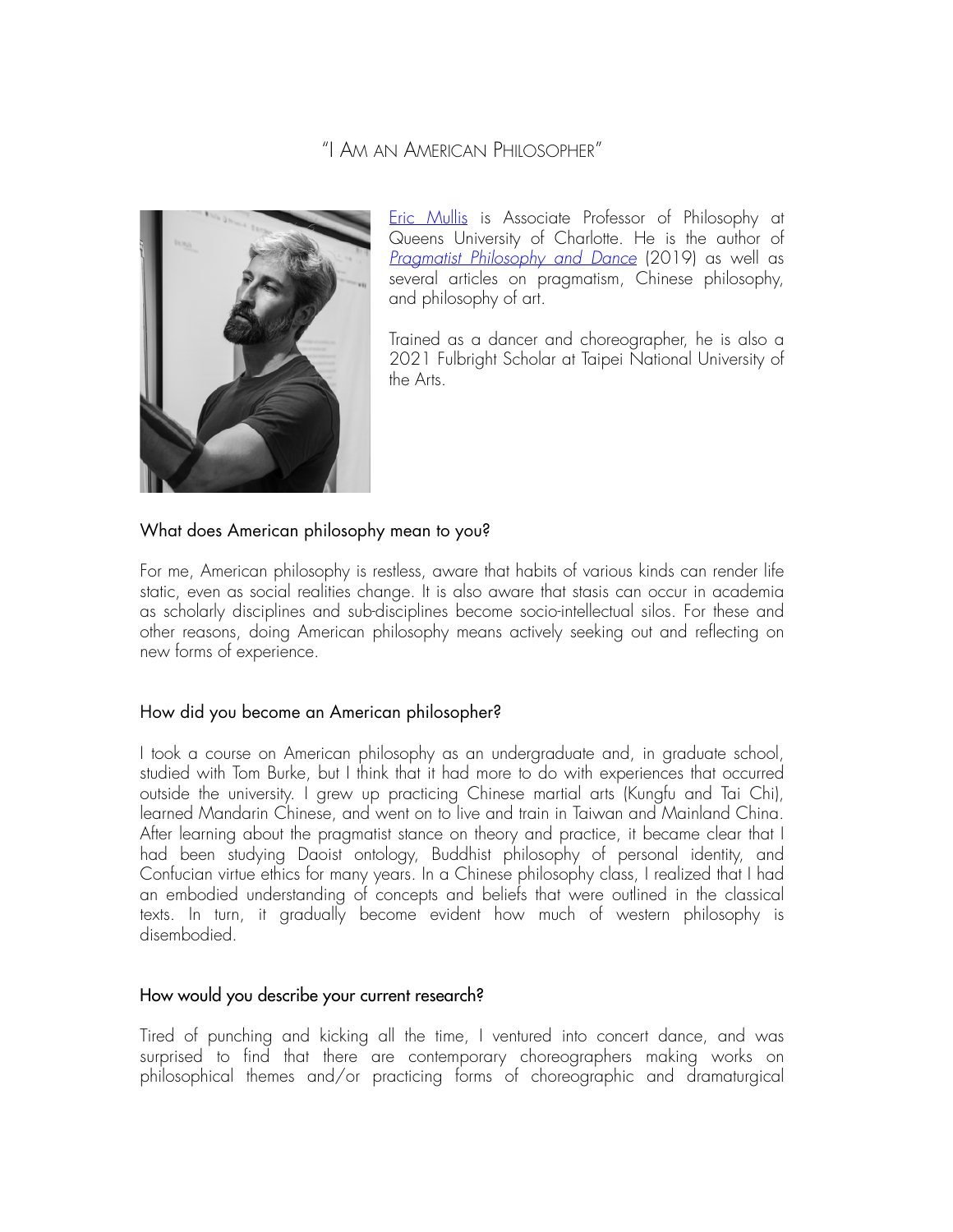# "I Am an American Philosopher"

[Eric Mullis] is Associate Professor of Philosophy at Queens University of Charlotte. He is the author of *Pragmatist Philosophy and Dance* (2019) as well as several articles on pragmatism, Chinese philosophy, and philosophy of art.

Trained as a dancer and choreographer, he is also a 2021 Fulbright Scholar at Taipei National University of the Arts.

## What does American philosophy mean to you?

For me, American philosophy is restless, aware that habits of various kinds can render life static, even as social realities change. It is also aware that stasis can occur in academia as scholarly disciplines and sub-disciplines become socio-intellectual silos. For these and other reasons, doing American philosophy means actively seeking out and reflecting on new forms of experience.

## How did you become an American philosopher?

I took a course on American philosophy as an undergraduate and, in graduate school, studied with Tom Burke, but I think that it had more to do with experiences that occurred outside the university. I grew up practicing Chinese martial arts (Kungfu and Tai Chi), learned Mandarin Chinese, and went on to live and train in Taiwan and Mainland China. After learning about the pragmatist stance on theory and practice, it became clear that I had been studying Daoist ontology, Buddhist philosophy of personal identity, and Confucian virtue ethics for many years. In a Chinese philosophy class, I realized that I had an embodied understanding of concepts and beliefs that were outlined in the classical texts. In turn, it gradually become evident how much of western philosophy is disembodied.

## How would you describe your current research?

Tired of punching and kicking all the time, I ventured into concert dance, and was surprised to find that there are contemporary choreographers making works on philosophical themes and/or practicing forms of choreographic and dramaturgical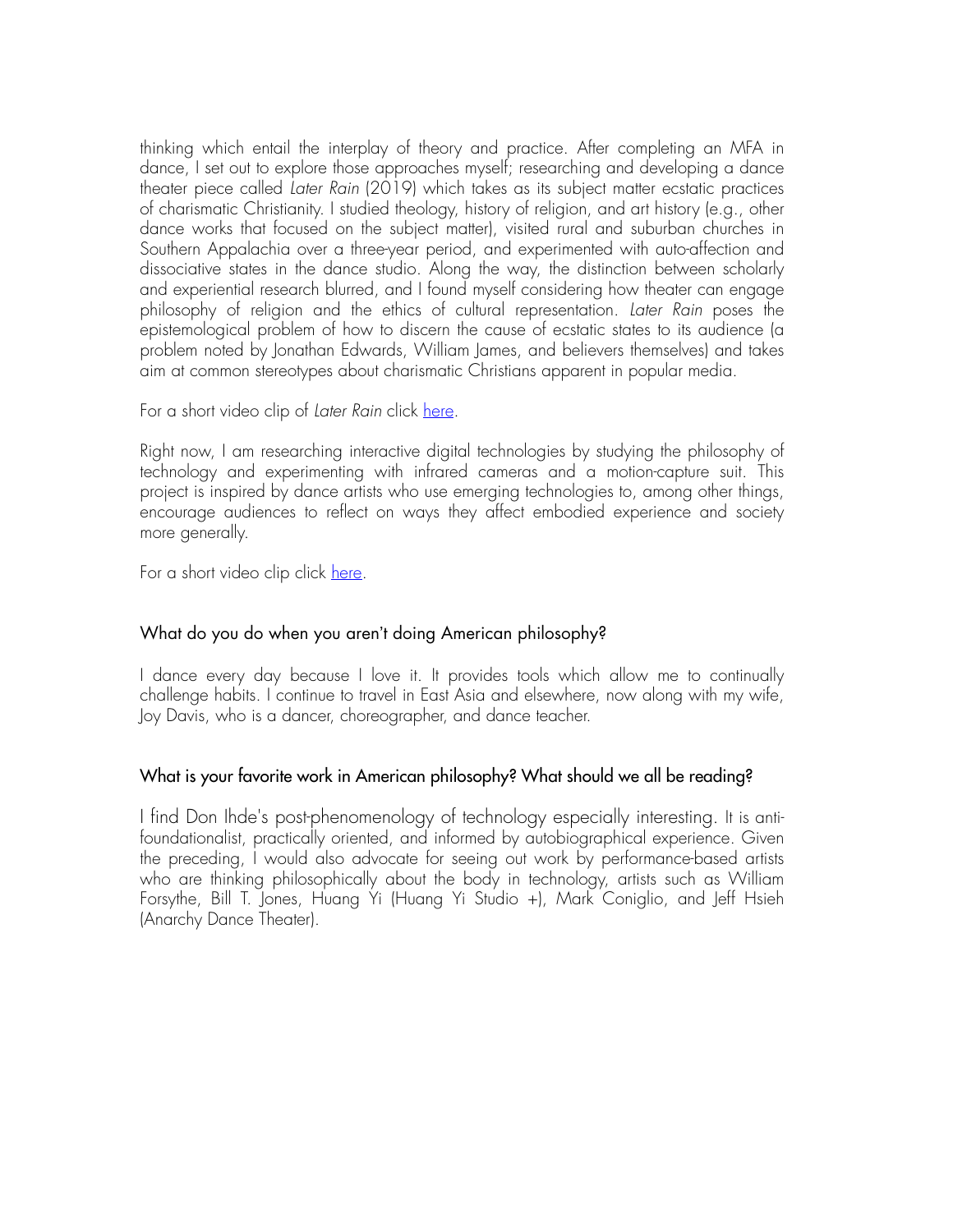thinking which entail the interplay of theory and practice. After completing an MFA in dance, I set out to explore those approaches myself; researching and developing a dance theater piece called *Later Rain* (2019) which takes as its subject matter ecstatic practices of charismatic Christianity. I studied theology, history of religion, and art history (e.g., other dance works that focused on the subject matter), visited rural and suburban churches in Southern Appalachia over a three-year period, and experimented with auto-affection and dissociative states in the dance studio. Along the way, the distinction between scholarly and experiential research blurred, and I found myself considering how theater can engage philosophy of religion and the ethics of cultural representation. *Later Rain* poses the epistemological problem of how to discern the cause of ecstatic states to its audience (a problem noted by Jonathan Edwards, William James, and believers themselves) and takes aim at common stereotypes about charismatic Christians apparent in popular media.

For a short video clip of *Later Rain* click here.

Right now, I am researching interactive digital technologies by studying the philosophy of technology and experimenting with infrared cameras and a motion-capture suit. This project is inspired by dance artists who use emerging technologies to, among other things, encourage audiences to reflect on ways they affect embodied experience and society more generally.

For a short video clip click here.

## What do you do when you aren't doing American philosophy?

I dance every day because I love it. It provides tools which allow me to continually challenge habits. I continue to travel in East Asia and elsewhere, now along with my wife, Joy Davis, who is a dancer, choreographer, and dance teacher.

## What is your favorite work in American philosophy? What should we all be reading?

I find Don Ihde's post-phenomenology of technology especially interesting. It is anti-foundationalist, practically oriented, and informed by autobiographical experience. Given the preceding, I would also advocate for seeing out work by performance-based artists who are thinking philosophically about the body in technology, artists such as William Forsythe, Bill T. Jones, Huang Yi (Huang Yi Studio +), Mark Coniglio, and Jeff Hsieh (Anarchy Dance Theater).